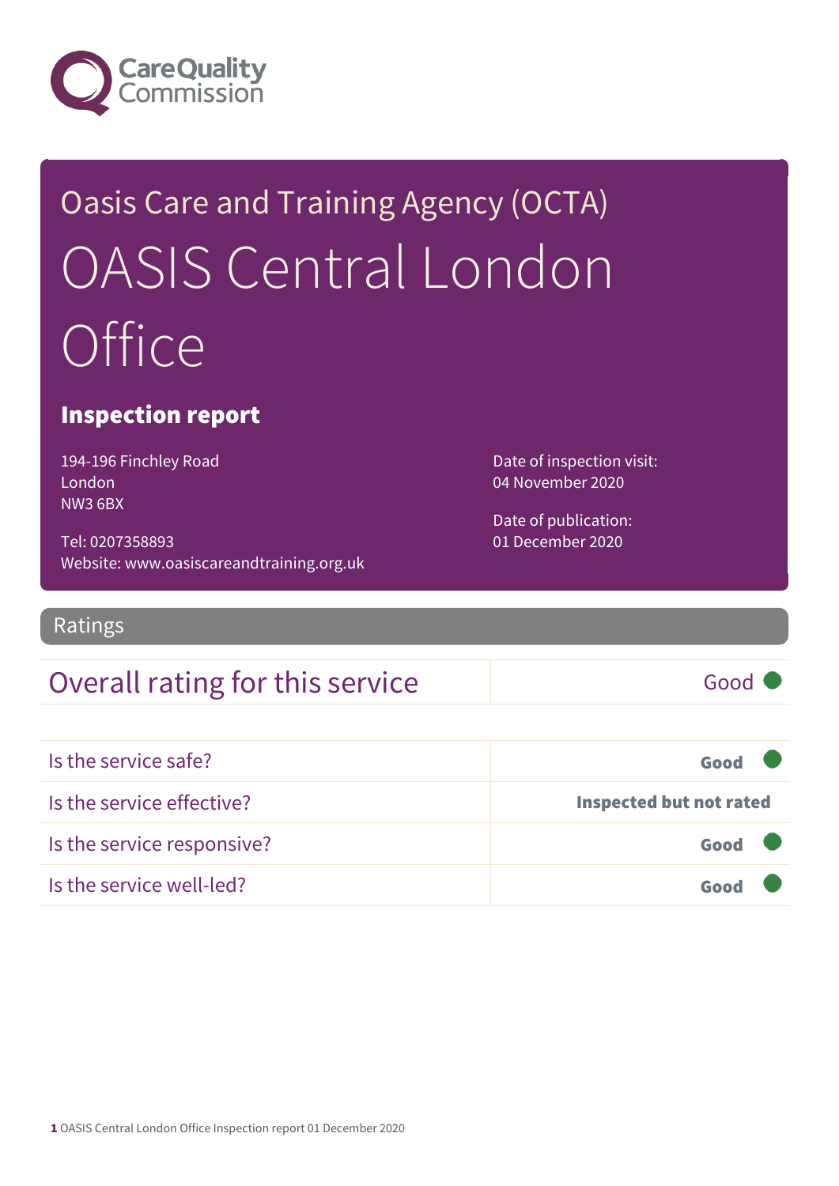# Oasis Care and Training Agency (OCTA)

# OASIS Central London Office

## Inspection report

194-196 Finchley Road
London
NW3 6BX

Tel: 0207358893
Website: www.oasiscareandtraining.org.uk

Date of inspection visit:
04 November 2020

Date of publication:
01 December 2020

## Ratings

| Overall rating for this service | Good |
|---|---|

| | |
|---|---|
| Is the service safe? | **Good** |
| Is the service effective? | **Inspected but not rated** |
| Is the service responsive? | **Good** |
| Is the service well-led? | **Good** |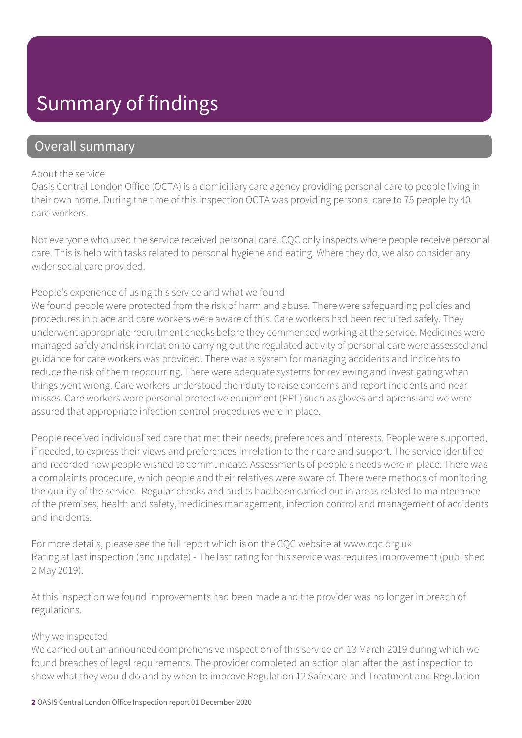# Summary of findings

## Overall summary

About the service

Oasis Central London Office (OCTA) is a domiciliary care agency providing personal care to people living in their own home. During the time of this inspection OCTA was providing personal care to 75 people by 40 care workers.

Not everyone who used the service received personal care. CQC only inspects where people receive personal care. This is help with tasks related to personal hygiene and eating. Where they do, we also consider any wider social care provided.

People's experience of using this service and what we found

We found people were protected from the risk of harm and abuse. There were safeguarding policies and procedures in place and care workers were aware of this. Care workers had been recruited safely. They underwent appropriate recruitment checks before they commenced working at the service. Medicines were managed safely and risk in relation to carrying out the regulated activity of personal care were assessed and guidance for care workers was provided. There was a system for managing accidents and incidents to reduce the risk of them reoccurring. There were adequate systems for reviewing and investigating when things went wrong. Care workers understood their duty to raise concerns and report incidents and near misses. Care workers wore personal protective equipment (PPE) such as gloves and aprons and we were assured that appropriate infection control procedures were in place.

People received individualised care that met their needs, preferences and interests. People were supported, if needed, to express their views and preferences in relation to their care and support. The service identified and recorded how people wished to communicate. Assessments of people's needs were in place. There was a complaints procedure, which people and their relatives were aware of. There were methods of monitoring the quality of the service. Regular checks and audits had been carried out in areas related to maintenance of the premises, health and safety, medicines management, infection control and management of accidents and incidents.

For more details, please see the full report which is on the CQC website at www.cqc.org.uk
Rating at last inspection (and update) - The last rating for this service was requires improvement (published 2 May 2019).

At this inspection we found improvements had been made and the provider was no longer in breach of regulations.

Why we inspected

We carried out an announced comprehensive inspection of this service on 13 March 2019 during which we found breaches of legal requirements. The provider completed an action plan after the last inspection to show what they would do and by when to improve Regulation 12 Safe care and Treatment and Regulation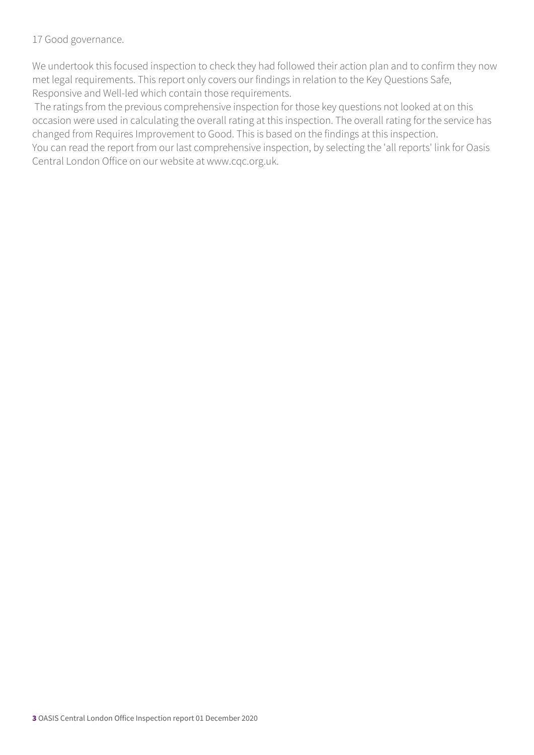17 Good governance.

We undertook this focused inspection to check they had followed their action plan and to confirm they now met legal requirements. This report only covers our findings in relation to the Key Questions Safe, Responsive and Well-led which contain those requirements.

The ratings from the previous comprehensive inspection for those key questions not looked at on this occasion were used in calculating the overall rating at this inspection. The overall rating for the service has changed from Requires Improvement to Good. This is based on the findings at this inspection.

You can read the report from our last comprehensive inspection, by selecting the 'all reports' link for Oasis Central London Office on our website at www.cqc.org.uk.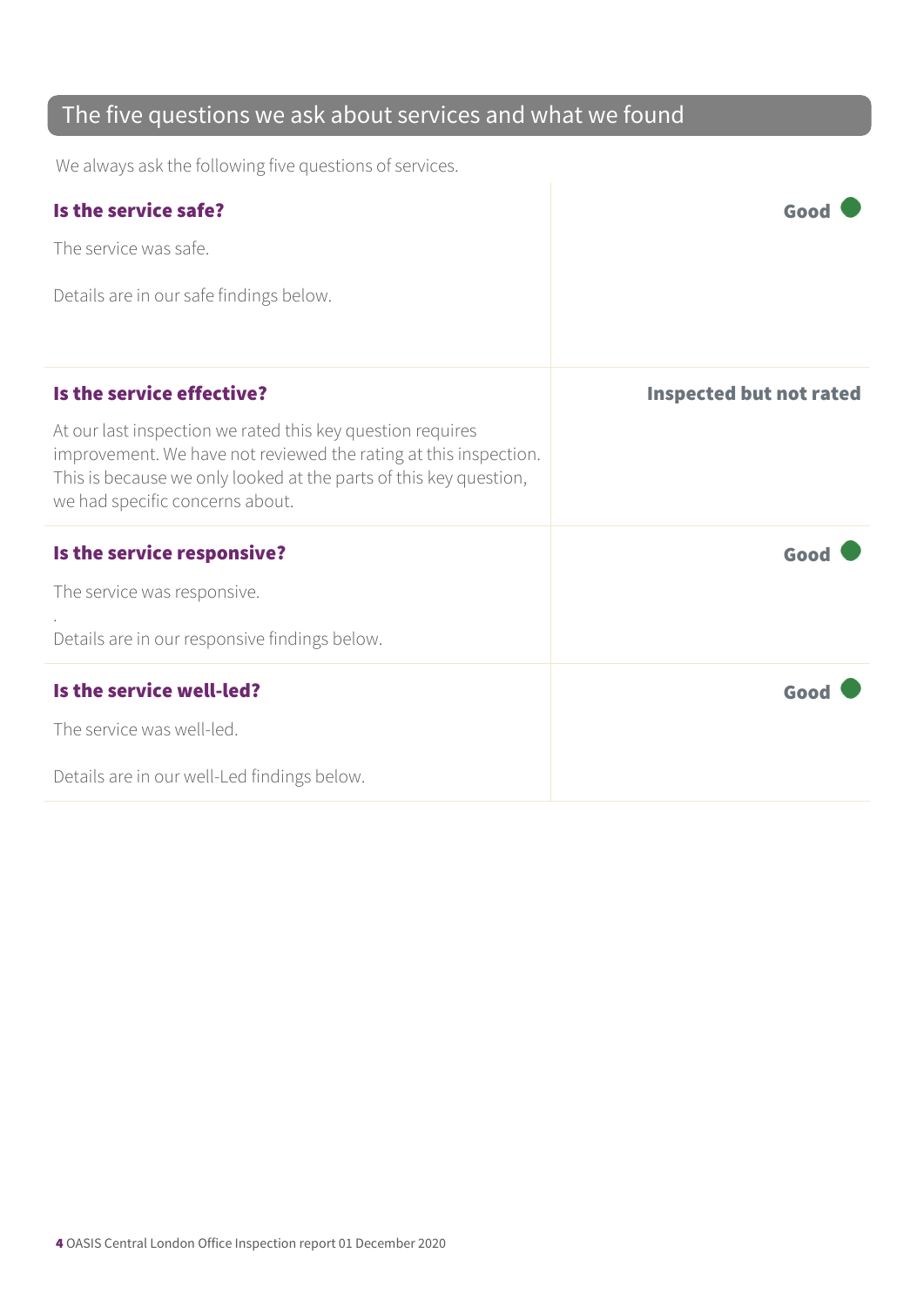## The five questions we ask about services and what we found

We always ask the following five questions of services.

| | |
|---|---|
| **Is the service safe?**<br><br>The service was safe.<br><br>Details are in our safe findings below. | **Good** |
| **Is the service effective?**<br><br>At our last inspection we rated this key question requires improvement. We have not reviewed the rating at this inspection. This is because we only looked at the parts of this key question, we had specific concerns about. | **Inspected but not rated** |
| **Is the service responsive?**<br><br>The service was responsive.<br><br>.<br>Details are in our responsive findings below. | **Good** |
| **Is the service well-led?**<br><br>The service was well-led.<br><br>Details are in our well-Led findings below. | **Good** |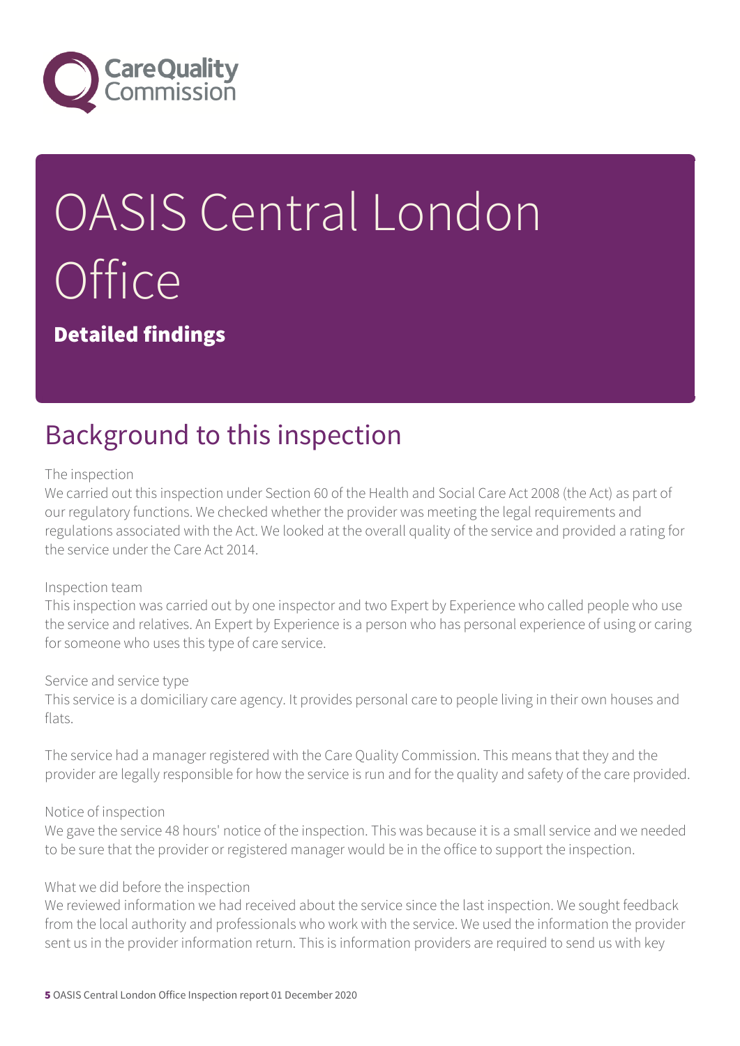# OASIS Central London Office

**Detailed findings**

## Background to this inspection

The inspection

We carried out this inspection under Section 60 of the Health and Social Care Act 2008 (the Act) as part of our regulatory functions. We checked whether the provider was meeting the legal requirements and regulations associated with the Act. We looked at the overall quality of the service and provided a rating for the service under the Care Act 2014.

Inspection team

This inspection was carried out by one inspector and two Expert by Experience who called people who use the service and relatives. An Expert by Experience is a person who has personal experience of using or caring for someone who uses this type of care service.

Service and service type

This service is a domiciliary care agency. It provides personal care to people living in their own houses and flats.

The service had a manager registered with the Care Quality Commission. This means that they and the provider are legally responsible for how the service is run and for the quality and safety of the care provided.

Notice of inspection

We gave the service 48 hours' notice of the inspection. This was because it is a small service and we needed to be sure that the provider or registered manager would be in the office to support the inspection.

What we did before the inspection

We reviewed information we had received about the service since the last inspection. We sought feedback from the local authority and professionals who work with the service. We used the information the provider sent us in the provider information return. This is information providers are required to send us with key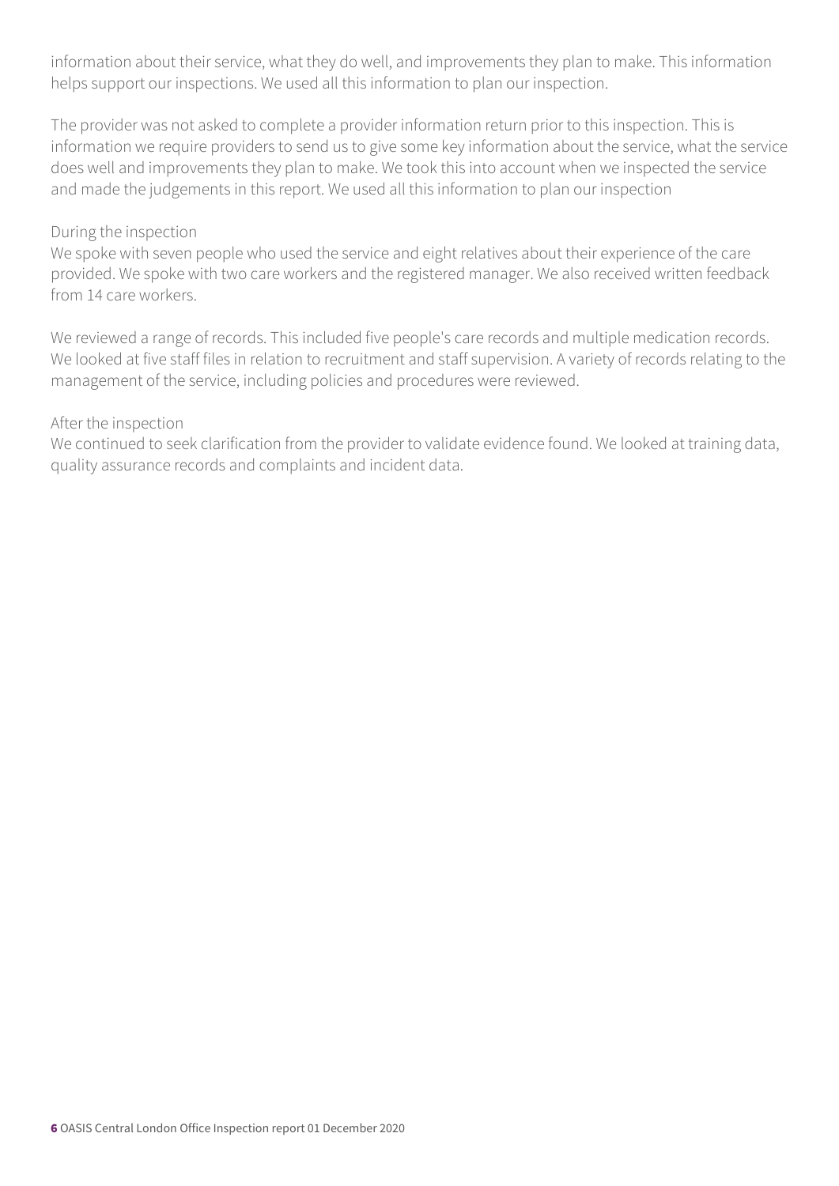information about their service, what they do well, and improvements they plan to make. This information helps support our inspections. We used all this information to plan our inspection.

The provider was not asked to complete a provider information return prior to this inspection. This is information we require providers to send us to give some key information about the service, what the service does well and improvements they plan to make. We took this into account when we inspected the service and made the judgements in this report. We used all this information to plan our inspection

During the inspection
We spoke with seven people who used the service and eight relatives about their experience of the care provided. We spoke with two care workers and the registered manager. We also received written feedback from 14 care workers.

We reviewed a range of records. This included five people's care records and multiple medication records. We looked at five staff files in relation to recruitment and staff supervision. A variety of records relating to the management of the service, including policies and procedures were reviewed.

After the inspection
We continued to seek clarification from the provider to validate evidence found. We looked at training data, quality assurance records and complaints and incident data.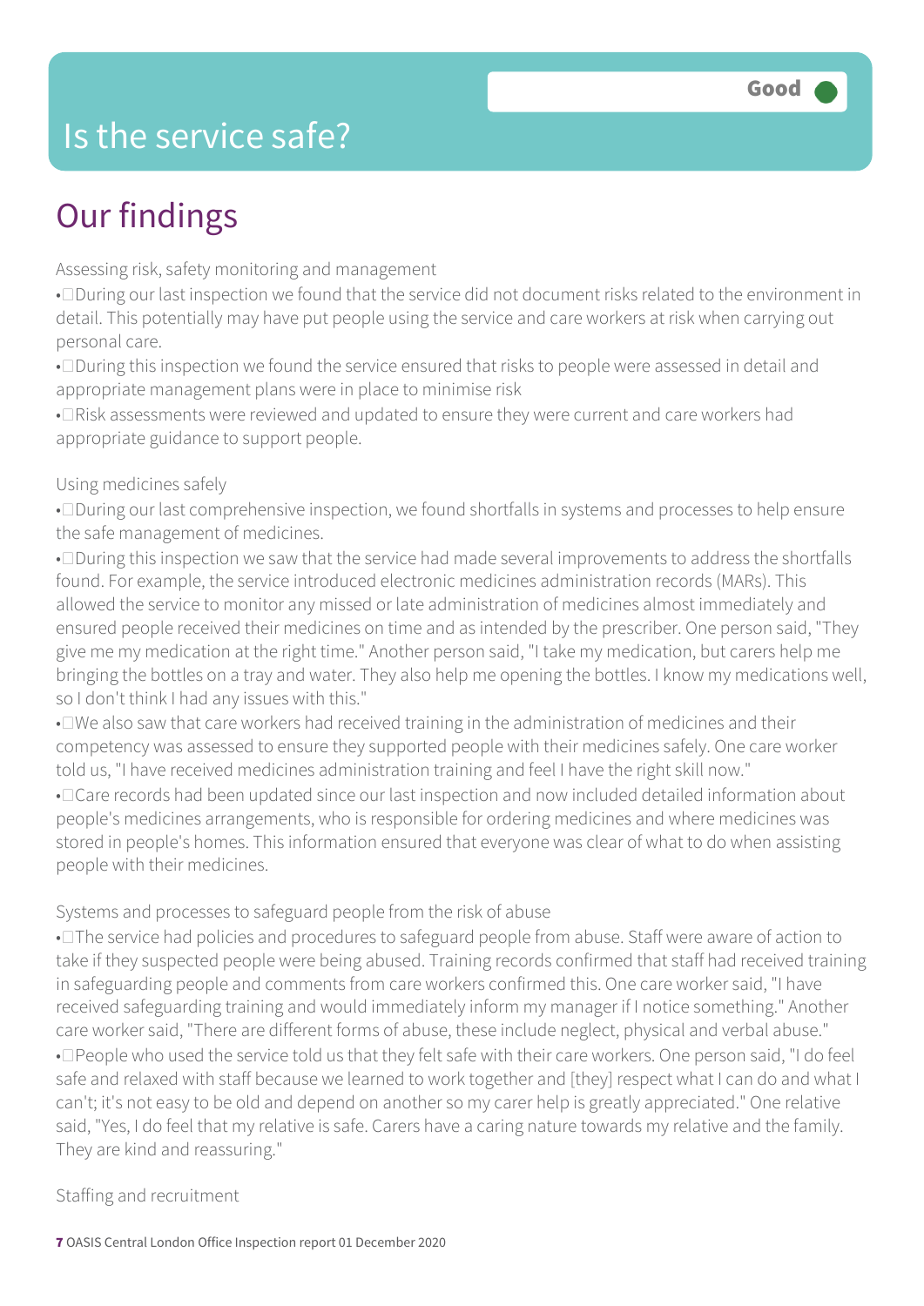# Is the service safe?

Good

## Our findings

Assessing risk, safety monitoring and management

- During our last inspection we found that the service did not document risks related to the environment in detail. This potentially may have put people using the service and care workers at risk when carrying out personal care.
- During this inspection we found the service ensured that risks to people were assessed in detail and appropriate management plans were in place to minimise risk
- Risk assessments were reviewed and updated to ensure they were current and care workers had appropriate guidance to support people.

Using medicines safely

- During our last comprehensive inspection, we found shortfalls in systems and processes to help ensure the safe management of medicines.
- During this inspection we saw that the service had made several improvements to address the shortfalls found. For example, the service introduced electronic medicines administration records (MARs). This allowed the service to monitor any missed or late administration of medicines almost immediately and ensured people received their medicines on time and as intended by the prescriber. One person said, "They give me my medication at the right time." Another person said, "I take my medication, but carers help me bringing the bottles on a tray and water. They also help me opening the bottles. I know my medications well, so I don't think I had any issues with this."
- We also saw that care workers had received training in the administration of medicines and their competency was assessed to ensure they supported people with their medicines safely. One care worker told us, "I have received medicines administration training and feel I have the right skill now."
- Care records had been updated since our last inspection and now included detailed information about people's medicines arrangements, who is responsible for ordering medicines and where medicines was stored in people's homes. This information ensured that everyone was clear of what to do when assisting people with their medicines.

Systems and processes to safeguard people from the risk of abuse

- The service had policies and procedures to safeguard people from abuse. Staff were aware of action to take if they suspected people were being abused. Training records confirmed that staff had received training in safeguarding people and comments from care workers confirmed this. One care worker said, "I have received safeguarding training and would immediately inform my manager if I notice something." Another care worker said, "There are different forms of abuse, these include neglect, physical and verbal abuse."
- People who used the service told us that they felt safe with their care workers. One person said, "I do feel safe and relaxed with staff because we learned to work together and [they] respect what I can do and what I can't; it's not easy to be old and depend on another so my carer help is greatly appreciated." One relative said, "Yes, I do feel that my relative is safe. Carers have a caring nature towards my relative and the family. They are kind and reassuring."

Staffing and recruitment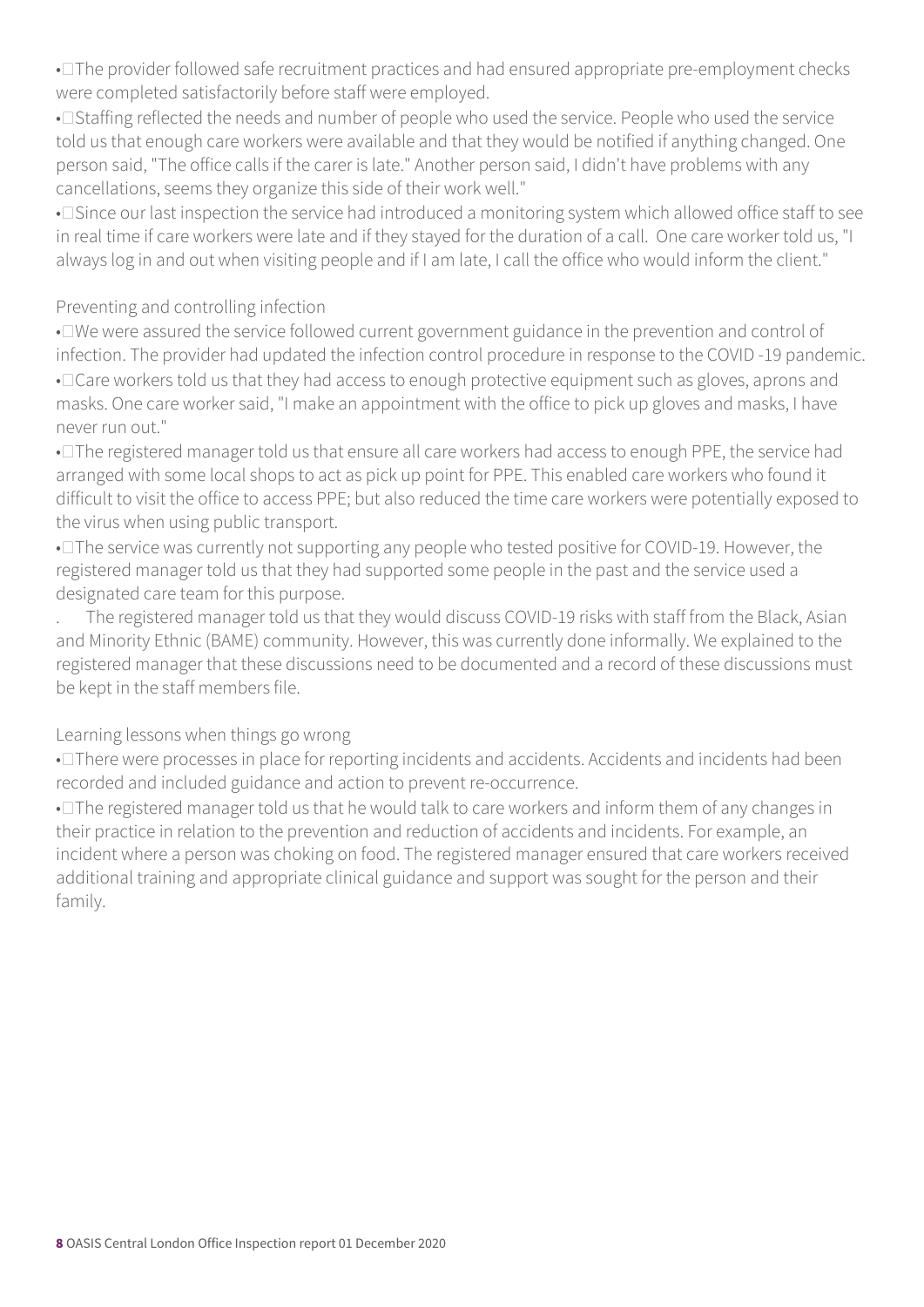- The provider followed safe recruitment practices and had ensured appropriate pre-employment checks were completed satisfactorily before staff were employed.
- Staffing reflected the needs and number of people who used the service. People who used the service told us that enough care workers were available and that they would be notified if anything changed. One person said, "The office calls if the carer is late." Another person said, I didn't have problems with any cancellations, seems they organize this side of their work well."
- Since our last inspection the service had introduced a monitoring system which allowed office staff to see in real time if care workers were late and if they stayed for the duration of a call. One care worker told us, "I always log in and out when visiting people and if I am late, I call the office who would inform the client."

Preventing and controlling infection

- We were assured the service followed current government guidance in the prevention and control of infection. The provider had updated the infection control procedure in response to the COVID -19 pandemic.
- Care workers told us that they had access to enough protective equipment such as gloves, aprons and masks. One care worker said, "I make an appointment with the office to pick up gloves and masks, I have never run out."
- The registered manager told us that ensure all care workers had access to enough PPE, the service had arranged with some local shops to act as pick up point for PPE. This enabled care workers who found it difficult to visit the office to access PPE; but also reduced the time care workers were potentially exposed to the virus when using public transport.
- The service was currently not supporting any people who tested positive for COVID-19. However, the registered manager told us that they had supported some people in the past and the service used a designated care team for this purpose.
- The registered manager told us that they would discuss COVID-19 risks with staff from the Black, Asian and Minority Ethnic (BAME) community. However, this was currently done informally. We explained to the registered manager that these discussions need to be documented and a record of these discussions must be kept in the staff members file.

Learning lessons when things go wrong

- There were processes in place for reporting incidents and accidents. Accidents and incidents had been recorded and included guidance and action to prevent re-occurrence.
- The registered manager told us that he would talk to care workers and inform them of any changes in their practice in relation to the prevention and reduction of accidents and incidents. For example, an incident where a person was choking on food. The registered manager ensured that care workers received additional training and appropriate clinical guidance and support was sought for the person and their family.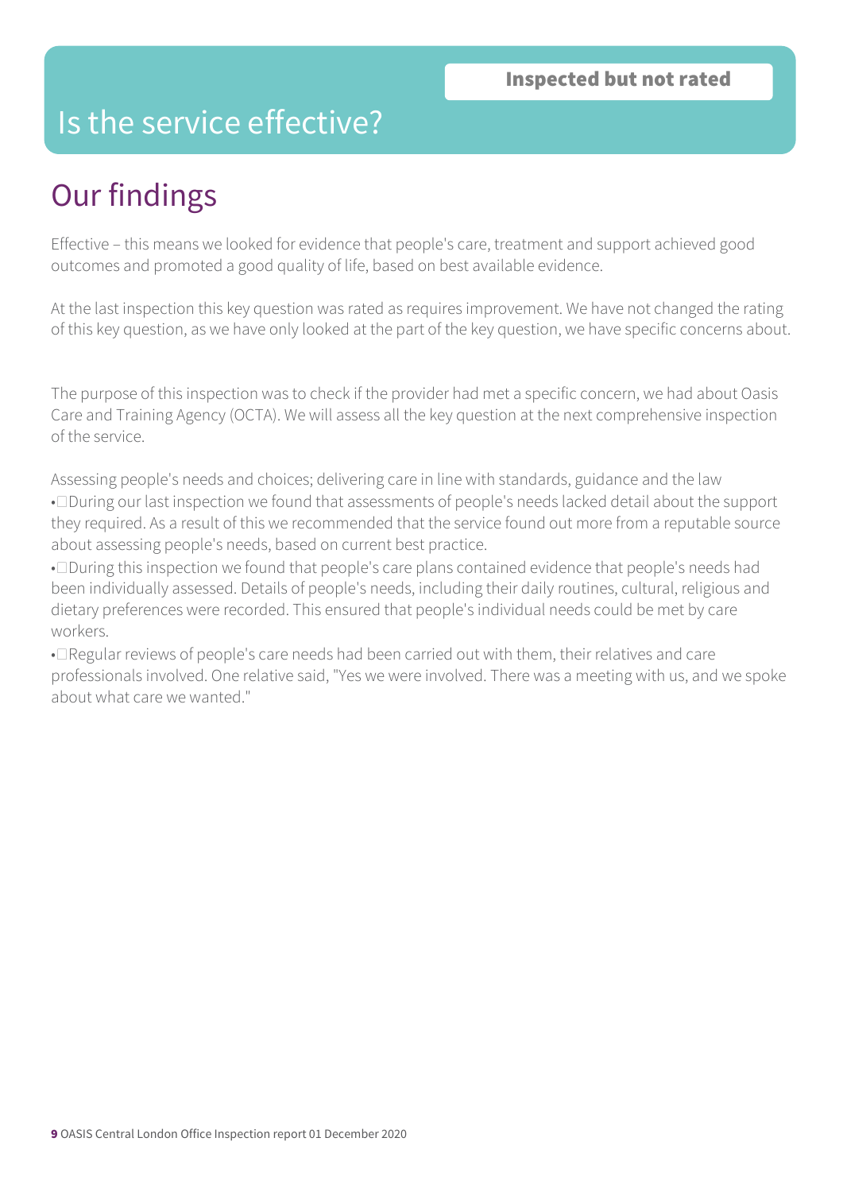# Is the service effective?

**Inspected but not rated**

## Our findings

Effective – this means we looked for evidence that people's care, treatment and support achieved good outcomes and promoted a good quality of life, based on best available evidence.

At the last inspection this key question was rated as requires improvement. We have not changed the rating of this key question, as we have only looked at the part of the key question, we have specific concerns about.

The purpose of this inspection was to check if the provider had met a specific concern, we had about Oasis Care and Training Agency (OCTA). We will assess all the key question at the next comprehensive inspection of the service.

Assessing people's needs and choices; delivering care in line with standards, guidance and the law

- During our last inspection we found that assessments of people's needs lacked detail about the support they required. As a result of this we recommended that the service found out more from a reputable source about assessing people's needs, based on current best practice.
- During this inspection we found that people's care plans contained evidence that people's needs had been individually assessed. Details of people's needs, including their daily routines, cultural, religious and dietary preferences were recorded. This ensured that people's individual needs could be met by care workers.
- Regular reviews of people's care needs had been carried out with them, their relatives and care professionals involved. One relative said, "Yes we were involved. There was a meeting with us, and we spoke about what care we wanted."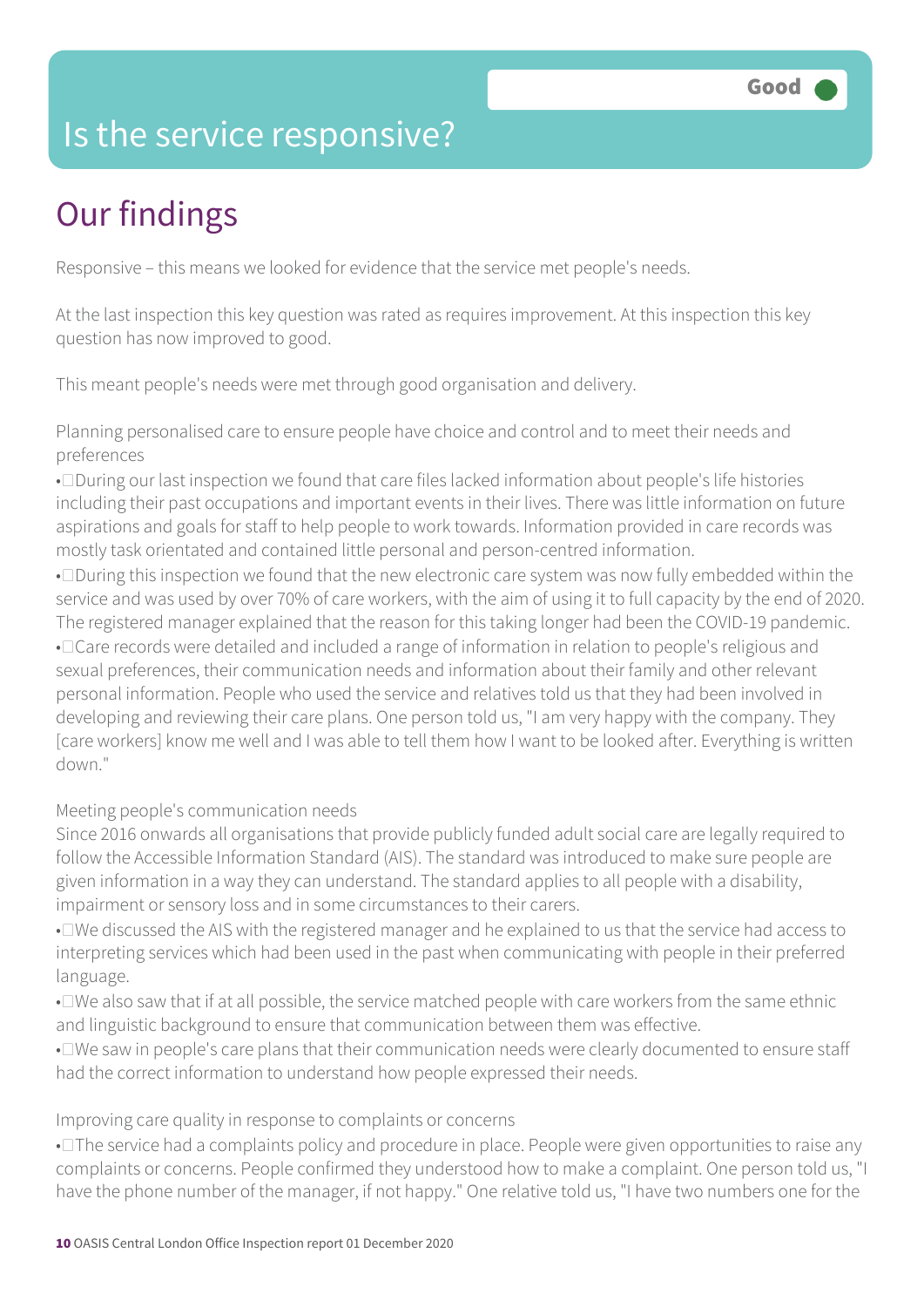# Is the service responsive?

Good

## Our findings

Responsive – this means we looked for evidence that the service met people's needs.

At the last inspection this key question was rated as requires improvement. At this inspection this key question has now improved to good.

This meant people's needs were met through good organisation and delivery.

Planning personalised care to ensure people have choice and control and to meet their needs and preferences

- During our last inspection we found that care files lacked information about people's life histories including their past occupations and important events in their lives. There was little information on future aspirations and goals for staff to help people to work towards. Information provided in care records was mostly task orientated and contained little personal and person-centred information.
- During this inspection we found that the new electronic care system was now fully embedded within the service and was used by over 70% of care workers, with the aim of using it to full capacity by the end of 2020. The registered manager explained that the reason for this taking longer had been the COVID-19 pandemic.
- Care records were detailed and included a range of information in relation to people's religious and sexual preferences, their communication needs and information about their family and other relevant personal information. People who used the service and relatives told us that they had been involved in developing and reviewing their care plans. One person told us, "I am very happy with the company. They [care workers] know me well and I was able to tell them how I want to be looked after. Everything is written down."

Meeting people's communication needs

Since 2016 onwards all organisations that provide publicly funded adult social care are legally required to follow the Accessible Information Standard (AIS). The standard was introduced to make sure people are given information in a way they can understand. The standard applies to all people with a disability, impairment or sensory loss and in some circumstances to their carers.

- We discussed the AIS with the registered manager and he explained to us that the service had access to interpreting services which had been used in the past when communicating with people in their preferred language.
- We also saw that if at all possible, the service matched people with care workers from the same ethnic and linguistic background to ensure that communication between them was effective.
- We saw in people's care plans that their communication needs were clearly documented to ensure staff had the correct information to understand how people expressed their needs.

Improving care quality in response to complaints or concerns

- The service had a complaints policy and procedure in place. People were given opportunities to raise any complaints or concerns. People confirmed they understood how to make a complaint. One person told us, "I have the phone number of the manager, if not happy." One relative told us, "I have two numbers one for the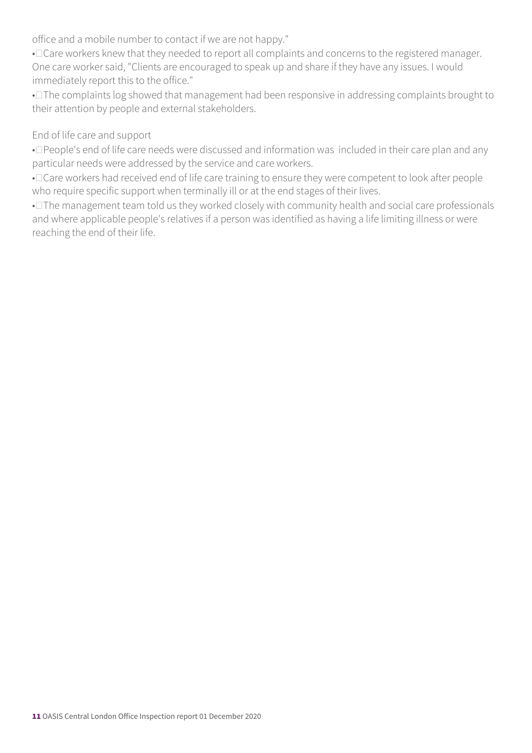office and a mobile number to contact if we are not happy."

- Care workers knew that they needed to report all complaints and concerns to the registered manager. One care worker said, "Clients are encouraged to speak up and share if they have any issues. I would immediately report this to the office."
- The complaints log showed that management had been responsive in addressing complaints brought to their attention by people and external stakeholders.

End of life care and support

- People's end of life care needs were discussed and information was included in their care plan and any particular needs were addressed by the service and care workers.
- Care workers had received end of life care training to ensure they were competent to look after people who require specific support when terminally ill or at the end stages of their lives.
- The management team told us they worked closely with community health and social care professionals and where applicable people's relatives if a person was identified as having a life limiting illness or were reaching the end of their life.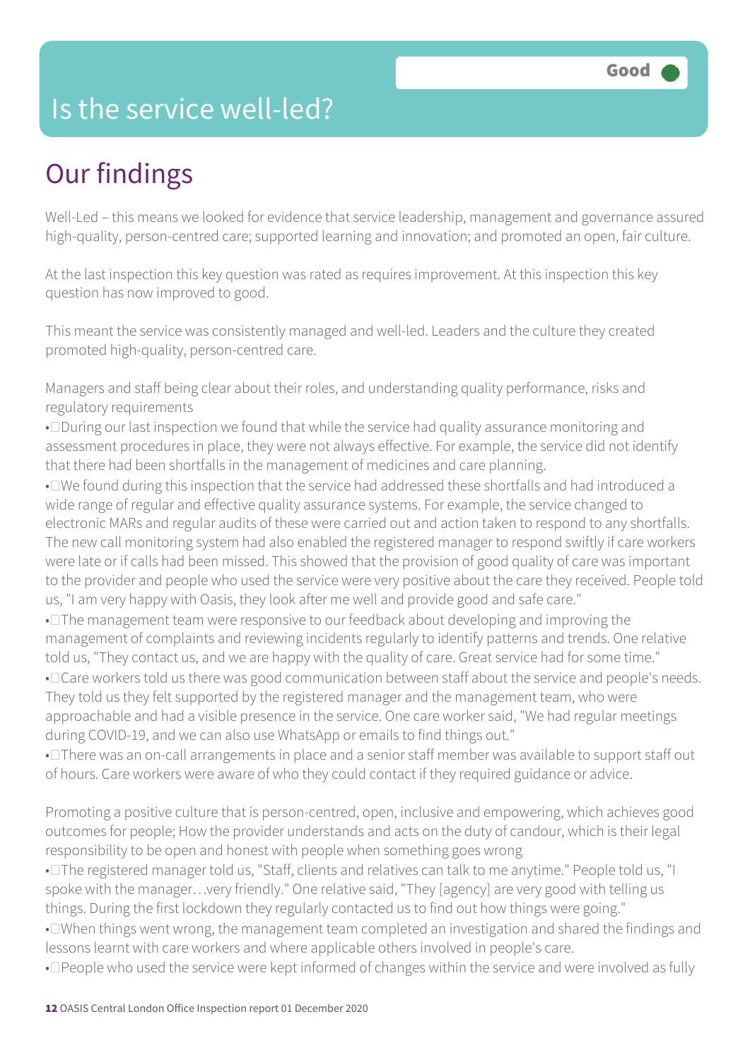# Is the service well-led?

Good

## Our findings

Well-Led – this means we looked for evidence that service leadership, management and governance assured high-quality, person-centred care; supported learning and innovation; and promoted an open, fair culture.

At the last inspection this key question was rated as requires improvement. At this inspection this key question has now improved to good.

This meant the service was consistently managed and well-led. Leaders and the culture they created promoted high-quality, person-centred care.

Managers and staff being clear about their roles, and understanding quality performance, risks and regulatory requirements

- During our last inspection we found that while the service had quality assurance monitoring and assessment procedures in place, they were not always effective. For example, the service did not identify that there had been shortfalls in the management of medicines and care planning.
- We found during this inspection that the service had addressed these shortfalls and had introduced a wide range of regular and effective quality assurance systems. For example, the service changed to electronic MARs and regular audits of these were carried out and action taken to respond to any shortfalls. The new call monitoring system had also enabled the registered manager to respond swiftly if care workers were late or if calls had been missed. This showed that the provision of good quality of care was important to the provider and people who used the service were very positive about the care they received. People told us, "I am very happy with Oasis, they look after me well and provide good and safe care."
- The management team were responsive to our feedback about developing and improving the management of complaints and reviewing incidents regularly to identify patterns and trends. One relative told us, "They contact us, and we are happy with the quality of care. Great service had for some time."
- Care workers told us there was good communication between staff about the service and people's needs. They told us they felt supported by the registered manager and the management team, who were approachable and had a visible presence in the service. One care worker said, "We had regular meetings during COVID-19, and we can also use WhatsApp or emails to find things out."
- There was an on-call arrangements in place and a senior staff member was available to support staff out of hours. Care workers were aware of who they could contact if they required guidance or advice.

Promoting a positive culture that is person-centred, open, inclusive and empowering, which achieves good outcomes for people; How the provider understands and acts on the duty of candour, which is their legal responsibility to be open and honest with people when something goes wrong

- The registered manager told us, "Staff, clients and relatives can talk to me anytime." People told us, "I spoke with the manager…very friendly." One relative said, "They [agency] are very good with telling us things. During the first lockdown they regularly contacted us to find out how things were going."
- When things went wrong, the management team completed an investigation and shared the findings and lessons learnt with care workers and where applicable others involved in people's care.
- People who used the service were kept informed of changes within the service and were involved as fully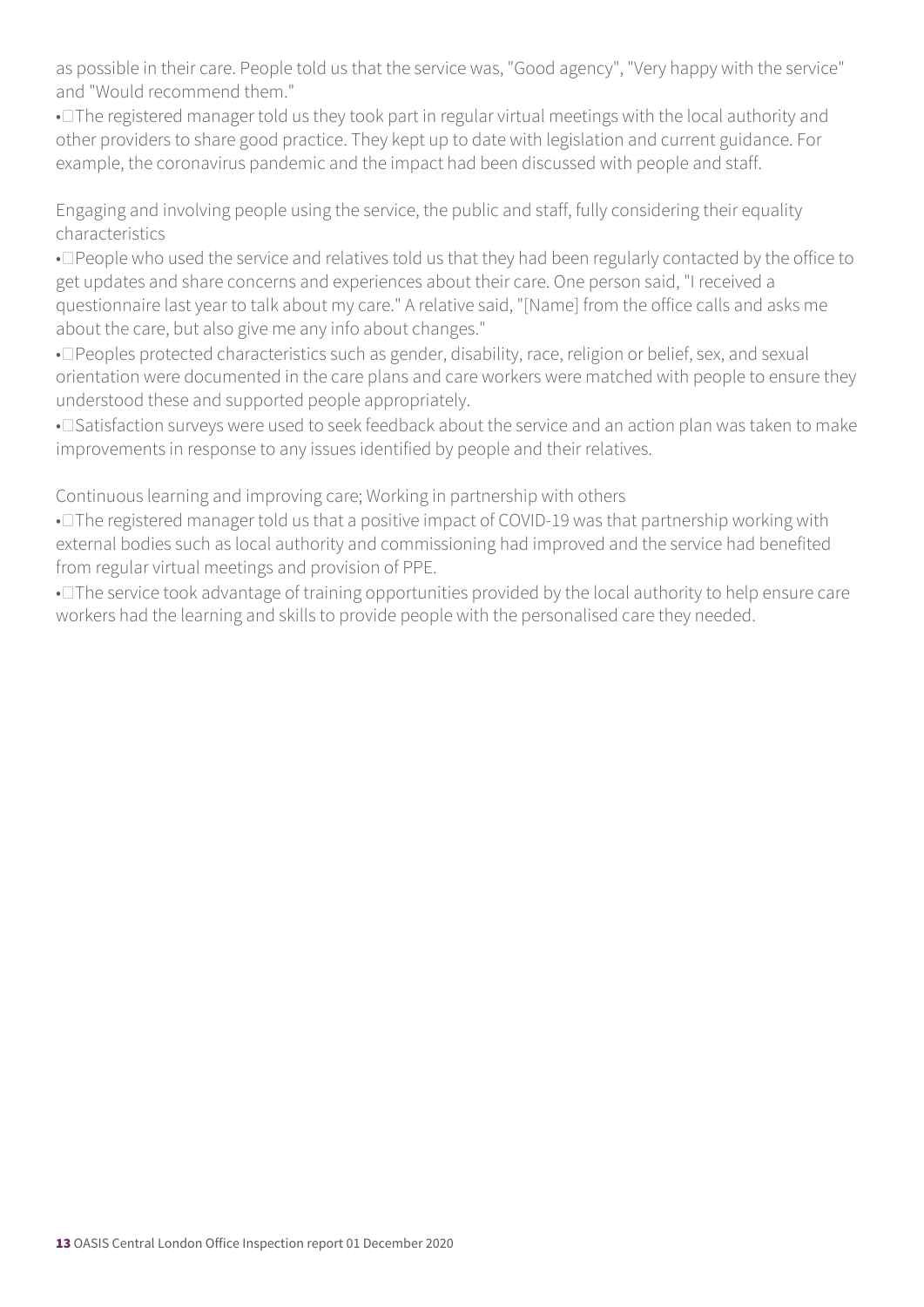as possible in their care. People told us that the service was, "Good agency", "Very happy with the service" and "Would recommend them."

- The registered manager told us they took part in regular virtual meetings with the local authority and other providers to share good practice. They kept up to date with legislation and current guidance. For example, the coronavirus pandemic and the impact had been discussed with people and staff.

Engaging and involving people using the service, the public and staff, fully considering their equality characteristics

- People who used the service and relatives told us that they had been regularly contacted by the office to get updates and share concerns and experiences about their care. One person said, "I received a questionnaire last year to talk about my care." A relative said, "[Name] from the office calls and asks me about the care, but also give me any info about changes."
- Peoples protected characteristics such as gender, disability, race, religion or belief, sex, and sexual orientation were documented in the care plans and care workers were matched with people to ensure they understood these and supported people appropriately.
- Satisfaction surveys were used to seek feedback about the service and an action plan was taken to make improvements in response to any issues identified by people and their relatives.

Continuous learning and improving care; Working in partnership with others

- The registered manager told us that a positive impact of COVID-19 was that partnership working with external bodies such as local authority and commissioning had improved and the service had benefited from regular virtual meetings and provision of PPE.
- The service took advantage of training opportunities provided by the local authority to help ensure care workers had the learning and skills to provide people with the personalised care they needed.